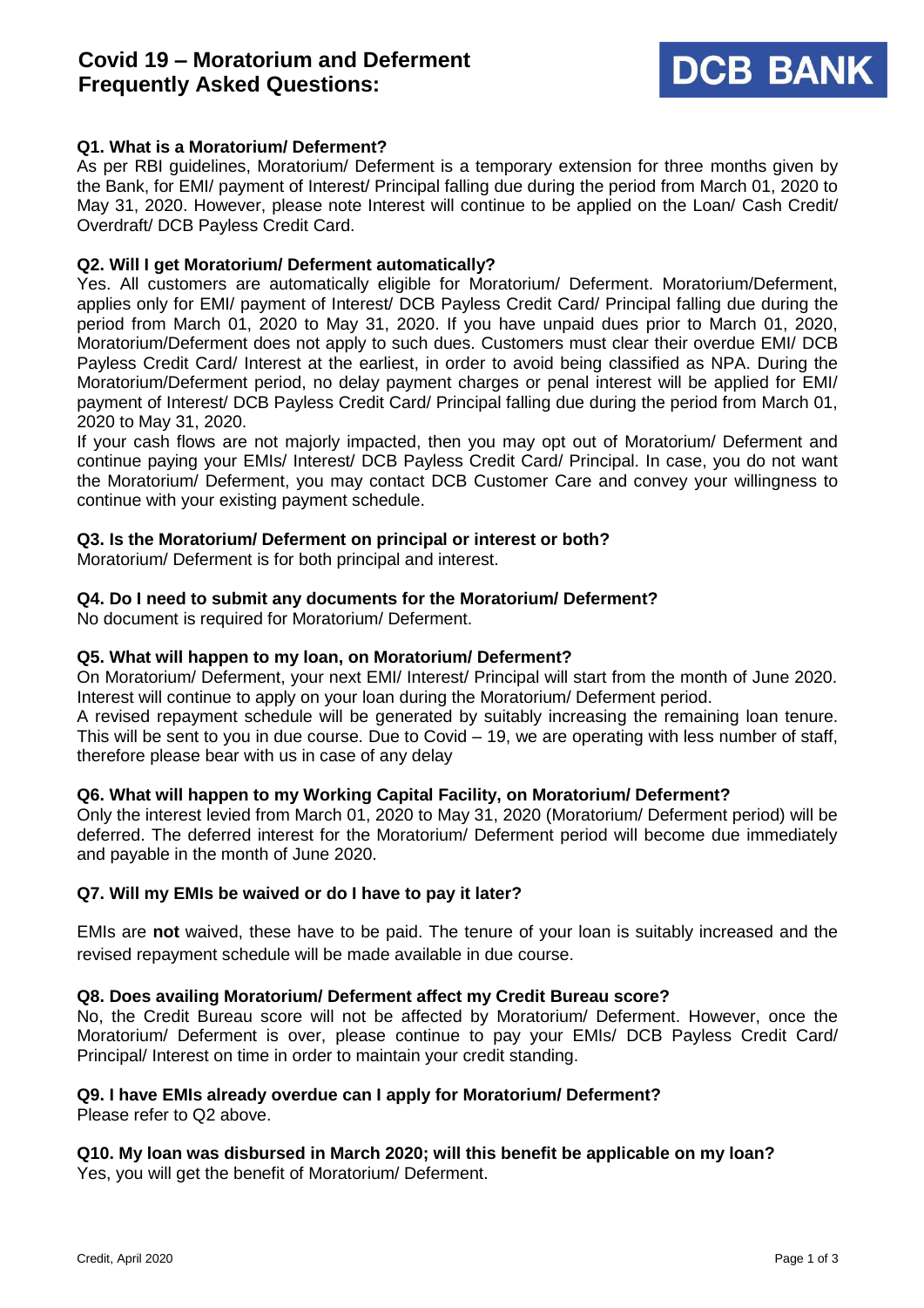# Covid 19 – Moratorium and Deferment Frequently Asked Questions:

DCB BANK

**Q1. What is a Moratorium/ Deferment?**

As per RBI guidelines, Moratorium/ Deferment is a temporary extension for three months given by the Bank, for EMI/ payment of Interest/ Principal falling due during the period from March 01, 2020 to May 31, 2020. However, please note Interest will continue to be applied on the Loan/ Cash Credit/ Overdraft/ DCB Payless Credit Card.

**Q2. Will I get Moratorium/ Deferment automatically?**

Yes. All customers are automatically eligible for Moratorium/ Deferment. Moratorium/Deferment, applies only for EMI/ payment of Interest/ DCB Payless Credit Card/ Principal falling due during the period from March 01, 2020 to May 31, 2020. If you have unpaid dues prior to March 01, 2020, Moratorium/Deferment does not apply to such dues. Customers must clear their overdue EMI/ DCB Payless Credit Card/ Interest at the earliest, in order to avoid being classified as NPA. During the Moratorium/Deferment period, no delay payment charges or penal interest will be applied for EMI/ payment of Interest/ DCB Payless Credit Card/ Principal falling due during the period from March 01, 2020 to May 31, 2020.

If your cash flows are not majorly impacted, then you may opt out of Moratorium/ Deferment and continue paying your EMIs/ Interest/ DCB Payless Credit Card/ Principal. In case, you do not want the Moratorium/ Deferment, you may contact DCB Customer Care and convey your willingness to continue with your existing payment schedule.

**Q3. Is the Moratorium/ Deferment on principal or interest or both?**

Moratorium/ Deferment is for both principal and interest.

**Q4. Do I need to submit any documents for the Moratorium/ Deferment?**

No document is required for Moratorium/ Deferment.

**Q5. What will happen to my loan, on Moratorium/ Deferment?**

On Moratorium/ Deferment, your next EMI/ Interest/ Principal will start from the month of June 2020. Interest will continue to apply on your loan during the Moratorium/ Deferment period.

A revised repayment schedule will be generated by suitably increasing the remaining loan tenure. This will be sent to you in due course. Due to Covid – 19, we are operating with less number of staff, therefore please bear with us in case of any delay

**Q6. What will happen to my Working Capital Facility, on Moratorium/ Deferment?**

Only the interest levied from March 01, 2020 to May 31, 2020 (Moratorium/ Deferment period) will be deferred. The deferred interest for the Moratorium/ Deferment period will become due immediately and payable in the month of June 2020.

**Q7. Will my EMIs be waived or do I have to pay it later?**

EMIs are **not** waived, these have to be paid. The tenure of your loan is suitably increased and the revised repayment schedule will be made available in due course.

**Q8. Does availing Moratorium/ Deferment affect my Credit Bureau score?**

No, the Credit Bureau score will not be affected by Moratorium/ Deferment. However, once the Moratorium/ Deferment is over, please continue to pay your EMIs/ DCB Payless Credit Card/ Principal/ Interest on time in order to maintain your credit standing.

**Q9. I have EMIs already overdue can I apply for Moratorium/ Deferment?**

Please refer to Q2 above.

**Q10. My loan was disbursed in March 2020; will this benefit be applicable on my loan?**

Yes, you will get the benefit of Moratorium/ Deferment.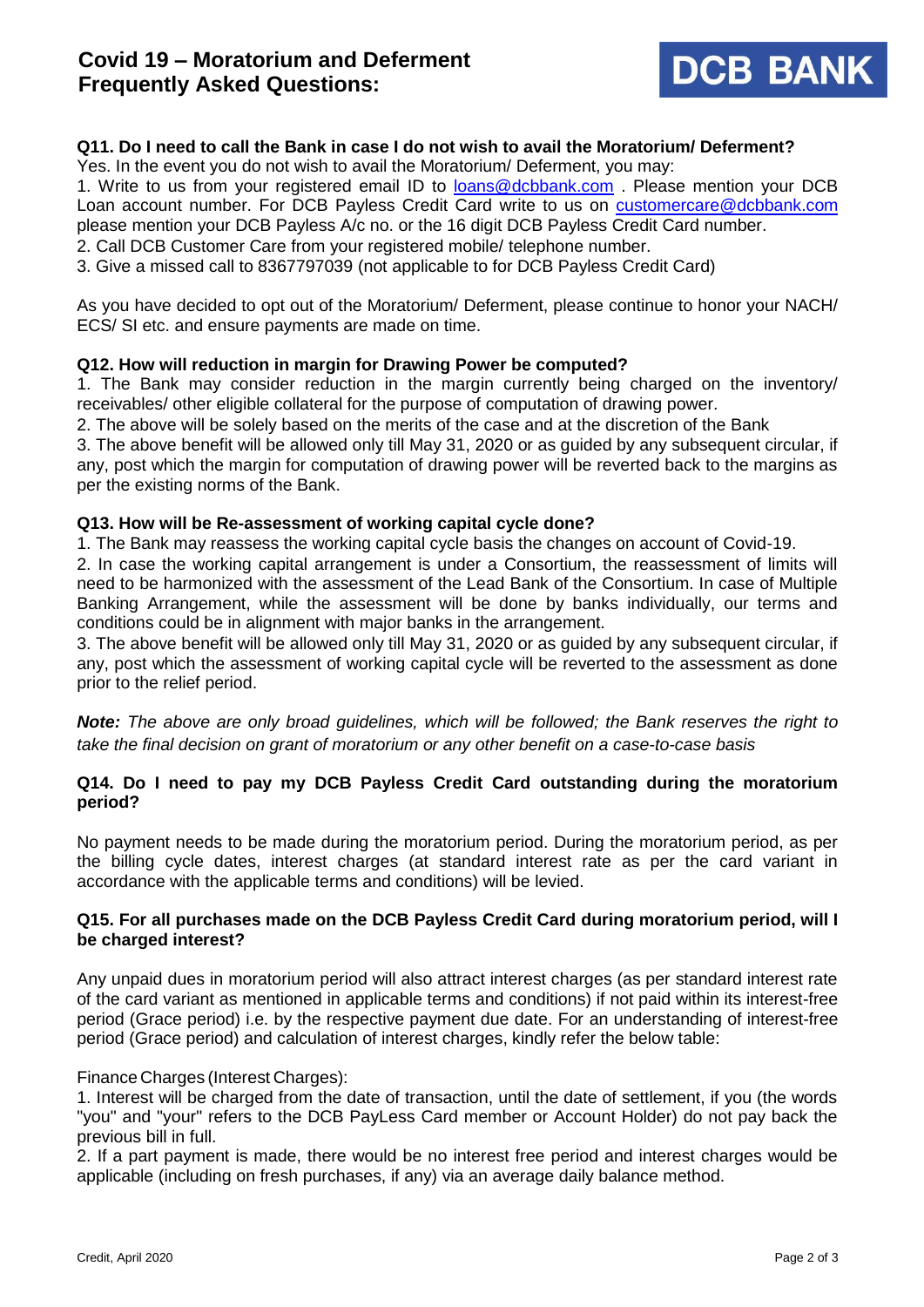### Q11. Do I need to call the Bank in case I do not wish to avail the Moratorium/ Deferment?

Yes. In the event you do not wish to avail the Moratorium/ Deferment, you may:

1. Write to us from your registered email ID to loans@dcbbank.com . Please mention your DCB Loan account number. For DCB Payless Credit Card write to us on customercare@dcbbank.com please mention your DCB Payless A/c no. or the 16 digit DCB Payless Credit Card number.
2. Call DCB Customer Care from your registered mobile/ telephone number.
3. Give a missed call to 8367797039 (not applicable to for DCB Payless Credit Card)

As you have decided to opt out of the Moratorium/ Deferment, please continue to honor your NACH/ ECS/ SI etc. and ensure payments are made on time.

### Q12. How will reduction in margin for Drawing Power be computed?

1. The Bank may consider reduction in the margin currently being charged on the inventory/ receivables/ other eligible collateral for the purpose of computation of drawing power.
2. The above will be solely based on the merits of the case and at the discretion of the Bank
3. The above benefit will be allowed only till May 31, 2020 or as guided by any subsequent circular, if any, post which the margin for computation of drawing power will be reverted back to the margins as per the existing norms of the Bank.

### Q13. How will be Re-assessment of working capital cycle done?

1. The Bank may reassess the working capital cycle basis the changes on account of Covid-19.
2. In case the working capital arrangement is under a Consortium, the reassessment of limits will need to be harmonized with the assessment of the Lead Bank of the Consortium. In case of Multiple Banking Arrangement, while the assessment will be done by banks individually, our terms and conditions could be in alignment with major banks in the arrangement.
3. The above benefit will be allowed only till May 31, 2020 or as guided by any subsequent circular, if any, post which the assessment of working capital cycle will be reverted to the assessment as done prior to the relief period.

***Note:*** *The above are only broad guidelines, which will be followed; the Bank reserves the right to take the final decision on grant of moratorium or any other benefit on a case-to-case basis*

### Q14. Do I need to pay my DCB Payless Credit Card outstanding during the moratorium period?

No payment needs to be made during the moratorium period. During the moratorium period, as per the billing cycle dates, interest charges (at standard interest rate as per the card variant in accordance with the applicable terms and conditions) will be levied.

### Q15. For all purchases made on the DCB Payless Credit Card during moratorium period, will I be charged interest?

Any unpaid dues in moratorium period will also attract interest charges (as per standard interest rate of the card variant as mentioned in applicable terms and conditions) if not paid within its interest-free period (Grace period) i.e. by the respective payment due date. For an understanding of interest-free period (Grace period) and calculation of interest charges, kindly refer the below table:

Finance Charges (Interest Charges):

1. Interest will be charged from the date of transaction, until the date of settlement, if you (the words "you" and "your" refers to the DCB PayLess Card member or Account Holder) do not pay back the previous bill in full.
2. If a part payment is made, there would be no interest free period and interest charges would be applicable (including on fresh purchases, if any) via an average daily balance method.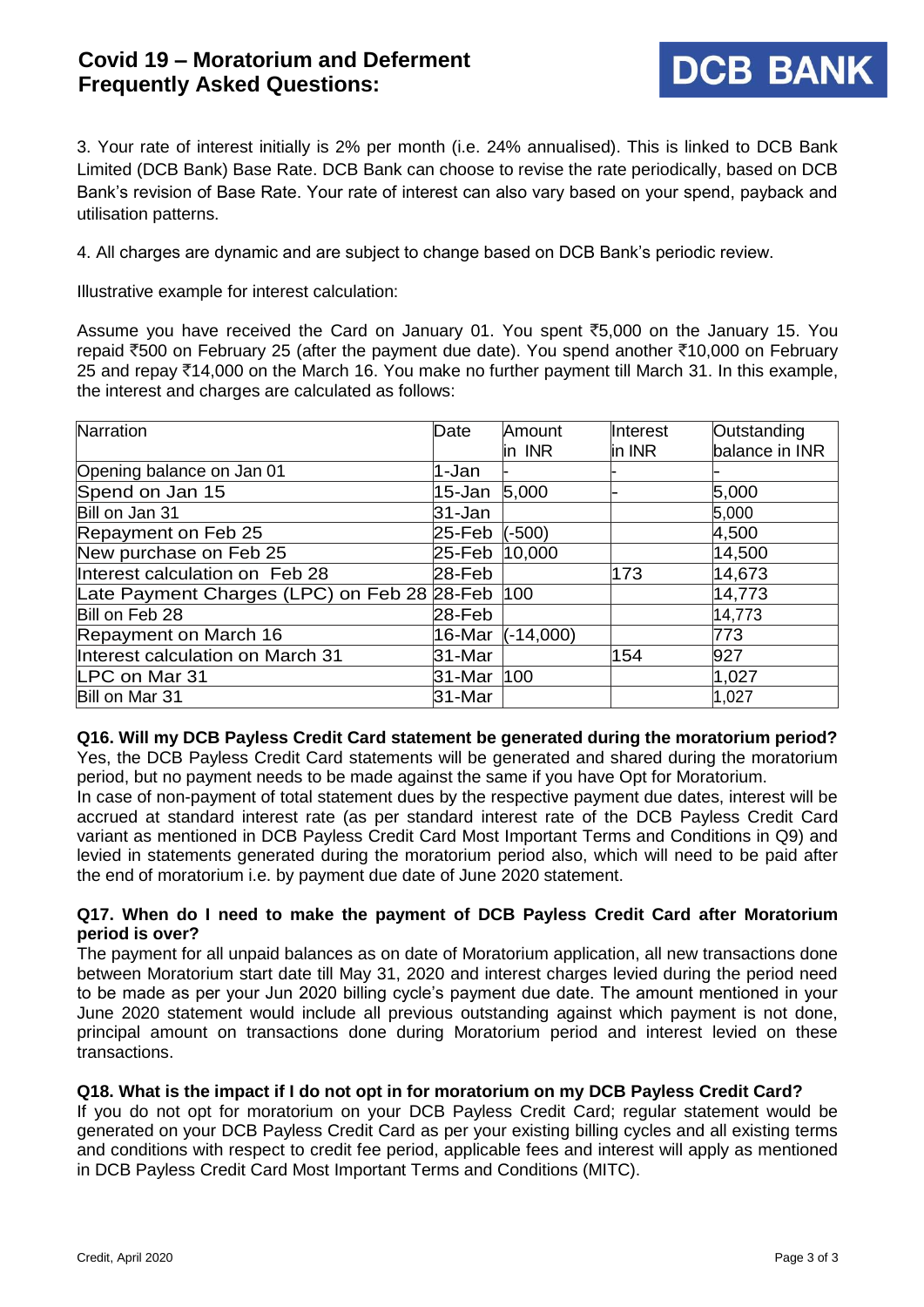# Covid 19 – Moratorium and Deferment Frequently Asked Questions:

3. Your rate of interest initially is 2% per month (i.e. 24% annualised). This is linked to DCB Bank Limited (DCB Bank) Base Rate. DCB Bank can choose to revise the rate periodically, based on DCB Bank's revision of Base Rate. Your rate of interest can also vary based on your spend, payback and utilisation patterns.

4. All charges are dynamic and are subject to change based on DCB Bank's periodic review.

Illustrative example for interest calculation:

Assume you have received the Card on January 01. You spent ₹5,000 on the January 15. You repaid ₹500 on February 25 (after the payment due date). You spend another ₹10,000 on February 25 and repay ₹14,000 on the March 16. You make no further payment till March 31. In this example, the interest and charges are calculated as follows:

| Narration | Date | Amount in INR | Interest in INR | Outstanding balance in INR |
|---|---|---|---|---|
| Opening balance on Jan 01 | 1-Jan | - | - | - |
| Spend on Jan 15 | 15-Jan | 5,000 | - | 5,000 |
| Bill on Jan 31 | 31-Jan | | | 5,000 |
| Repayment on Feb 25 | 25-Feb | (-500) | | 4,500 |
| New purchase on Feb 25 | 25-Feb | 10,000 | | 14,500 |
| Interest calculation on Feb 28 | 28-Feb | | 173 | 14,673 |
| Late Payment Charges (LPC) on Feb 28 | 28-Feb | 100 | | 14,773 |
| Bill on Feb 28 | 28-Feb | | | 14,773 |
| Repayment on March 16 | 16-Mar | (-14,000) | | 773 |
| Interest calculation on March 31 | 31-Mar | | 154 | 927 |
| LPC on Mar 31 | 31-Mar | 100 | | 1,027 |
| Bill on Mar 31 | 31-Mar | | | 1,027 |

**Q16. Will my DCB Payless Credit Card statement be generated during the moratorium period?**

Yes, the DCB Payless Credit Card statements will be generated and shared during the moratorium period, but no payment needs to be made against the same if you have Opt for Moratorium.

In case of non-payment of total statement dues by the respective payment due dates, interest will be accrued at standard interest rate (as per standard interest rate of the DCB Payless Credit Card variant as mentioned in DCB Payless Credit Card Most Important Terms and Conditions in Q9) and levied in statements generated during the moratorium period also, which will need to be paid after the end of moratorium i.e. by payment due date of June 2020 statement.

**Q17. When do I need to make the payment of DCB Payless Credit Card after Moratorium period is over?**

The payment for all unpaid balances as on date of Moratorium application, all new transactions done between Moratorium start date till May 31, 2020 and interest charges levied during the period need to be made as per your Jun 2020 billing cycle's payment due date. The amount mentioned in your June 2020 statement would include all previous outstanding against which payment is not done, principal amount on transactions done during Moratorium period and interest levied on these transactions.

**Q18. What is the impact if I do not opt in for moratorium on my DCB Payless Credit Card?**

If you do not opt for moratorium on your DCB Payless Credit Card; regular statement would be generated on your DCB Payless Credit Card as per your existing billing cycles and all existing terms and conditions with respect to credit fee period, applicable fees and interest will apply as mentioned in DCB Payless Credit Card Most Important Terms and Conditions (MITC).

Credit, April 2020